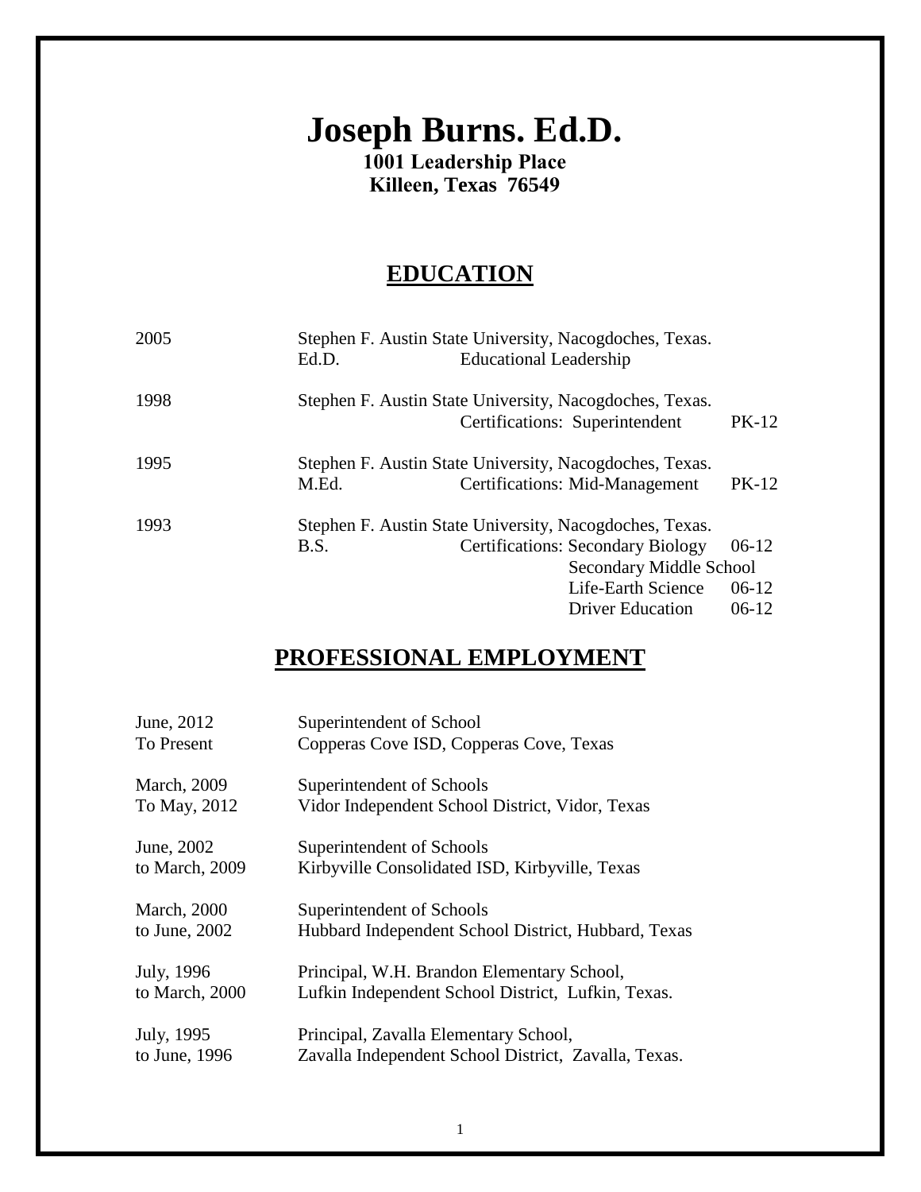# Joseph Burns. Ed.D.

**1001 Leadership Place**
**Killeen, Texas 76549**

## EDUCATION

| | | | |
|---|---|---|---|
| 2005 | Stephen F. Austin State University, Nacogdoches, Texas. | | |
| | Ed.D. | Educational Leadership | |
| 1998 | Stephen F. Austin State University, Nacogdoches, Texas. | | |
| | | Certifications: Superintendent | PK-12 |
| 1995 | Stephen F. Austin State University, Nacogdoches, Texas. | | |
| | M.Ed. | Certifications: Mid-Management | PK-12 |
| 1993 | Stephen F. Austin State University, Nacogdoches, Texas. | | |
| | B.S. | Certifications: Secondary Biology | 06-12 |
| | | Secondary Middle School | |
| | | Life-Earth Science | 06-12 |
| | | Driver Education | 06-12 |

## PROFESSIONAL EMPLOYMENT

| | |
|---|---|
| June, 2012<br>To Present | Superintendent of School<br>Copperas Cove ISD, Copperas Cove, Texas |
| March, 2009<br>To May, 2012 | Superintendent of Schools<br>Vidor Independent School District, Vidor, Texas |
| June, 2002<br>to March, 2009 | Superintendent of Schools<br>Kirbyville Consolidated ISD, Kirbyville, Texas |
| March, 2000<br>to June, 2002 | Superintendent of Schools<br>Hubbard Independent School District, Hubbard, Texas |
| July, 1996<br>to March, 2000 | Principal, W.H. Brandon Elementary School,<br>Lufkin Independent School District, Lufkin, Texas. |
| July, 1995<br>to June, 1996 | Principal, Zavalla Elementary School,<br>Zavalla Independent School District, Zavalla, Texas. |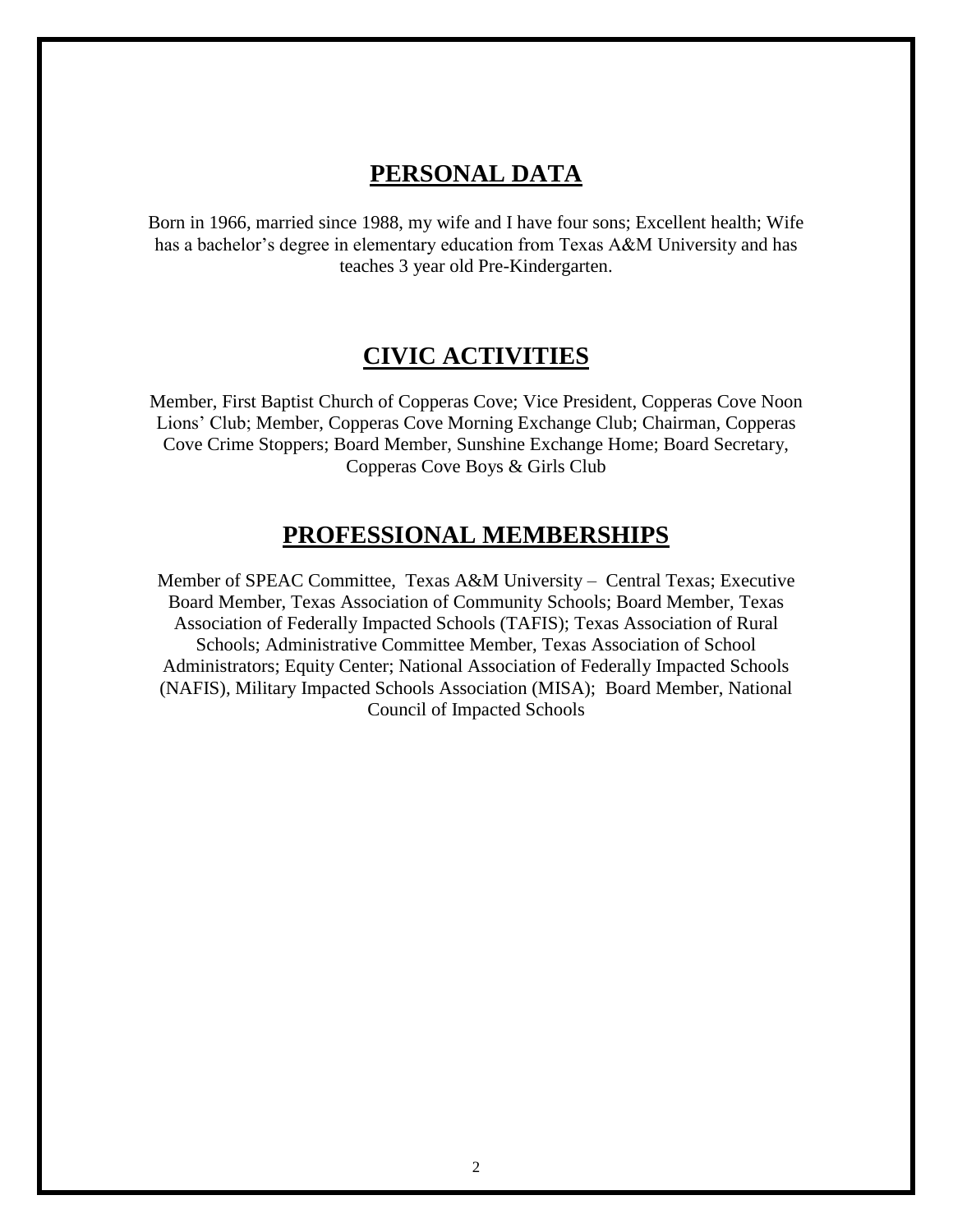## PERSONAL DATA

Born in 1966, married since 1988, my wife and I have four sons; Excellent health; Wife has a bachelor's degree in elementary education from Texas A&M University and has teaches 3 year old Pre-Kindergarten.

## CIVIC ACTIVITIES

Member, First Baptist Church of Copperas Cove; Vice President, Copperas Cove Noon Lions' Club; Member, Copperas Cove Morning Exchange Club; Chairman, Copperas Cove Crime Stoppers; Board Member, Sunshine Exchange Home; Board Secretary, Copperas Cove Boys & Girls Club

## PROFESSIONAL MEMBERSHIPS

Member of SPEAC Committee, Texas A&M University – Central Texas; Executive Board Member, Texas Association of Community Schools; Board Member, Texas Association of Federally Impacted Schools (TAFIS); Texas Association of Rural Schools; Administrative Committee Member, Texas Association of School Administrators; Equity Center; National Association of Federally Impacted Schools (NAFIS), Military Impacted Schools Association (MISA); Board Member, National Council of Impacted Schools